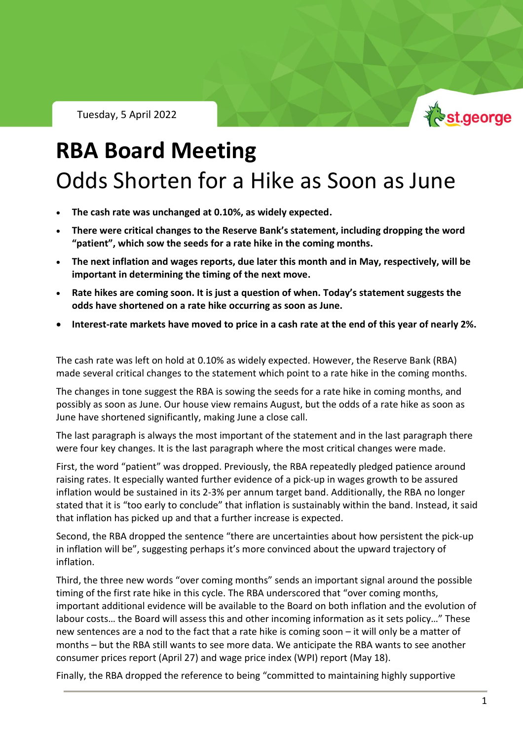Tuesday, 5 April 2022

# RBA Board Meeting

## Odds Shorten for a Hike as Soon as June

- **The cash rate was unchanged at 0.10%, as widely expected.**
- **There were critical changes to the Reserve Bank's statement, including dropping the word "patient", which sow the seeds for a rate hike in the coming months.**
- **The next inflation and wages reports, due later this month and in May, respectively, will be important in determining the timing of the next move.**
- **Rate hikes are coming soon. It is just a question of when. Today's statement suggests the odds have shortened on a rate hike occurring as soon as June.**
- **Interest-rate markets have moved to price in a cash rate at the end of this year of nearly 2%.**

The cash rate was left on hold at 0.10% as widely expected. However, the Reserve Bank (RBA) made several critical changes to the statement which point to a rate hike in the coming months.

The changes in tone suggest the RBA is sowing the seeds for a rate hike in coming months, and possibly as soon as June. Our house view remains August, but the odds of a rate hike as soon as June have shortened significantly, making June a close call.

The last paragraph is always the most important of the statement and in the last paragraph there were four key changes. It is the last paragraph where the most critical changes were made.

First, the word "patient" was dropped. Previously, the RBA repeatedly pledged patience around raising rates. It especially wanted further evidence of a pick-up in wages growth to be assured inflation would be sustained in its 2-3% per annum target band. Additionally, the RBA no longer stated that it is "too early to conclude" that inflation is sustainably within the band. Instead, it said that inflation has picked up and that a further increase is expected.

Second, the RBA dropped the sentence "there are uncertainties about how persistent the pick-up in inflation will be", suggesting perhaps it's more convinced about the upward trajectory of inflation.

Third, the three new words "over coming months" sends an important signal around the possible timing of the first rate hike in this cycle. The RBA underscored that "over coming months, important additional evidence will be available to the Board on both inflation and the evolution of labour costs… the Board will assess this and other incoming information as it sets policy…" These new sentences are a nod to the fact that a rate hike is coming soon – it will only be a matter of months – but the RBA still wants to see more data. We anticipate the RBA wants to see another consumer prices report (April 27) and wage price index (WPI) report (May 18).

Finally, the RBA dropped the reference to being "committed to maintaining highly supportive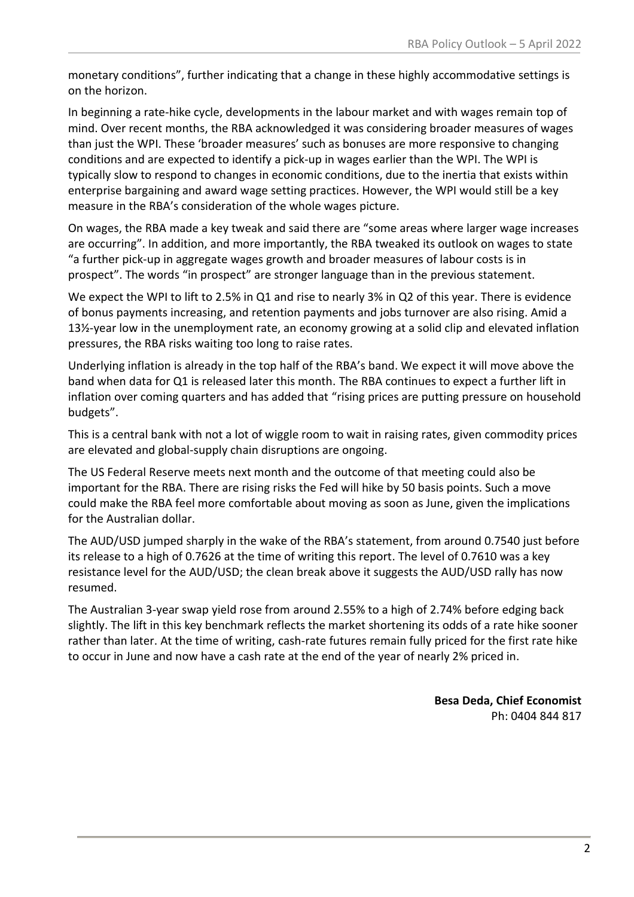monetary conditions", further indicating that a change in these highly accommodative settings is on the horizon.

In beginning a rate-hike cycle, developments in the labour market and with wages remain top of mind. Over recent months, the RBA acknowledged it was considering broader measures of wages than just the WPI. These 'broader measures' such as bonuses are more responsive to changing conditions and are expected to identify a pick-up in wages earlier than the WPI. The WPI is typically slow to respond to changes in economic conditions, due to the inertia that exists within enterprise bargaining and award wage setting practices. However, the WPI would still be a key measure in the RBA's consideration of the whole wages picture.

On wages, the RBA made a key tweak and said there are "some areas where larger wage increases are occurring". In addition, and more importantly, the RBA tweaked its outlook on wages to state "a further pick-up in aggregate wages growth and broader measures of labour costs is in prospect". The words "in prospect" are stronger language than in the previous statement.

We expect the WPI to lift to 2.5% in Q1 and rise to nearly 3% in Q2 of this year. There is evidence of bonus payments increasing, and retention payments and jobs turnover are also rising. Amid a 13½-year low in the unemployment rate, an economy growing at a solid clip and elevated inflation pressures, the RBA risks waiting too long to raise rates.

Underlying inflation is already in the top half of the RBA's band. We expect it will move above the band when data for Q1 is released later this month. The RBA continues to expect a further lift in inflation over coming quarters and has added that "rising prices are putting pressure on household budgets".

This is a central bank with not a lot of wiggle room to wait in raising rates, given commodity prices are elevated and global-supply chain disruptions are ongoing.

The US Federal Reserve meets next month and the outcome of that meeting could also be important for the RBA. There are rising risks the Fed will hike by 50 basis points. Such a move could make the RBA feel more comfortable about moving as soon as June, given the implications for the Australian dollar.

The AUD/USD jumped sharply in the wake of the RBA's statement, from around 0.7540 just before its release to a high of 0.7626 at the time of writing this report. The level of 0.7610 was a key resistance level for the AUD/USD; the clean break above it suggests the AUD/USD rally has now resumed.

The Australian 3-year swap yield rose from around 2.55% to a high of 2.74% before edging back slightly. The lift in this key benchmark reflects the market shortening its odds of a rate hike sooner rather than later. At the time of writing, cash-rate futures remain fully priced for the first rate hike to occur in June and now have a cash rate at the end of the year of nearly 2% priced in.

**Besa Deda, Chief Economist**
Ph: 0404 844 817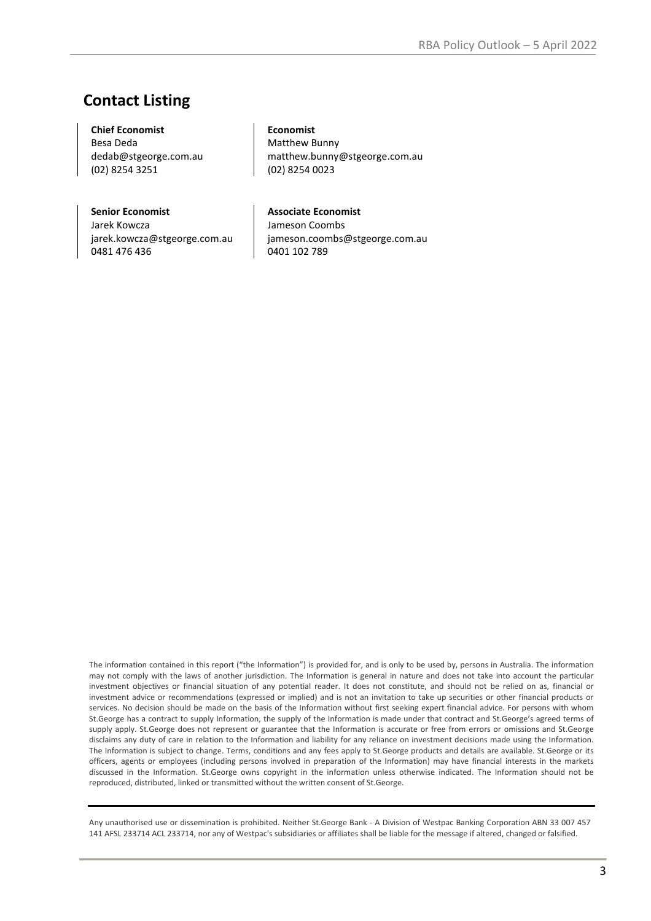## Contact Listing

**Chief Economist**
Besa Deda
dedab@stgeorge.com.au
(02) 8254 3251

**Economist**
Matthew Bunny
matthew.bunny@stgeorge.com.au
(02) 8254 0023

**Senior Economist**
Jarek Kowcza
jarek.kowcza@stgeorge.com.au
0481 476 436

**Associate Economist**
Jameson Coombs
jameson.coombs@stgeorge.com.au
0401 102 789

The information contained in this report ("the Information") is provided for, and is only to be used by, persons in Australia. The information may not comply with the laws of another jurisdiction. The Information is general in nature and does not take into account the particular investment objectives or financial situation of any potential reader. It does not constitute, and should not be relied on as, financial or investment advice or recommendations (expressed or implied) and is not an invitation to take up securities or other financial products or services. No decision should be made on the basis of the Information without first seeking expert financial advice. For persons with whom St.George has a contract to supply Information, the supply of the Information is made under that contract and St.George's agreed terms of supply apply. St.George does not represent or guarantee that the Information is accurate or free from errors or omissions and St.George disclaims any duty of care in relation to the Information and liability for any reliance on investment decisions made using the Information. The Information is subject to change. Terms, conditions and any fees apply to St.George products and details are available. St.George or its officers, agents or employees (including persons involved in preparation of the Information) may have financial interests in the markets discussed in the Information. St.George owns copyright in the information unless otherwise indicated. The Information should not be reproduced, distributed, linked or transmitted without the written consent of St.George.

Any unauthorised use or dissemination is prohibited. Neither St.George Bank - A Division of Westpac Banking Corporation ABN 33 007 457 141 AFSL 233714 ACL 233714, nor any of Westpac's subsidiaries or affiliates shall be liable for the message if altered, changed or falsified.